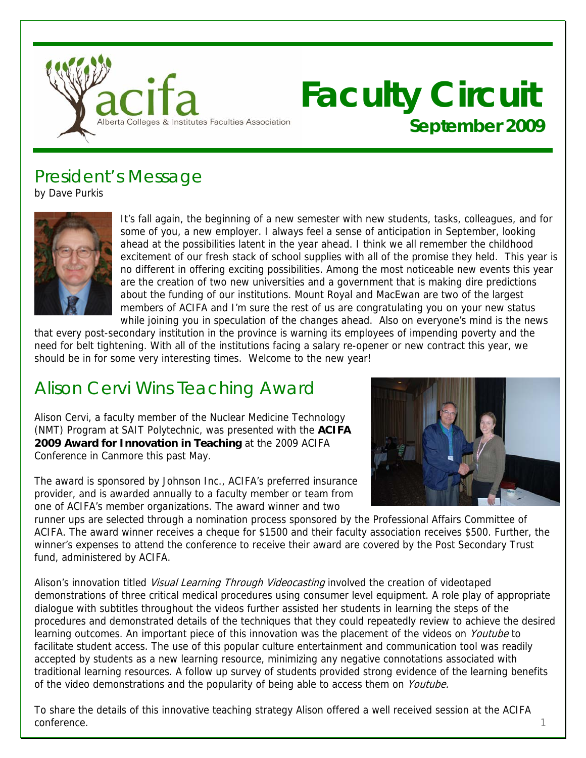# Faculty Circuit

**September 2009**

acifa — Alberta Colleges & Institutes Faculties Association

## President's Message

by Dave Purkis

It's fall again, the beginning of a new semester with new students, tasks, colleagues, and for some of you, a new employer. I always feel a sense of anticipation in September, looking ahead at the possibilities latent in the year ahead. I think we all remember the childhood excitement of our fresh stack of school supplies with all of the promise they held. This year is no different in offering exciting possibilities. Among the most noticeable new events this year are the creation of two new universities and a government that is making dire predictions about the funding of our institutions. Mount Royal and MacEwan are two of the largest members of ACIFA and I'm sure the rest of us are congratulating you on your new status while joining you in speculation of the changes ahead. Also on everyone's mind is the news that every post-secondary institution in the province is warning its employees of impending poverty and the need for belt tightening. With all of the institutions facing a salary re-opener or new contract this year, we should be in for some very interesting times. Welcome to the new year!

## Alison Cervi Wins Teaching Award

Alison Cervi, a faculty member of the Nuclear Medicine Technology (NMT) Program at SAIT Polytechnic, was presented with the **ACIFA 2009 Award for Innovation in Teaching** at the 2009 ACIFA Conference in Canmore this past May.

The award is sponsored by Johnson Inc., ACIFA's preferred insurance provider, and is awarded annually to a faculty member or team from one of ACIFA's member organizations. The award winner and two runner ups are selected through a nomination process sponsored by the Professional Affairs Committee of ACIFA. The award winner receives a cheque for $1500 and their faculty association receives $500. Further, the winner's expenses to attend the conference to receive their award are covered by the Post Secondary Trust fund, administered by ACIFA.

Alison's innovation titled *Visual Learning Through Videocasting* involved the creation of videotaped demonstrations of three critical medical procedures using consumer level equipment. A role play of appropriate dialogue with subtitles throughout the videos further assisted her students in learning the steps of the procedures and demonstrated details of the techniques that they could repeatedly review to achieve the desired learning outcomes. An important piece of this innovation was the placement of the videos on *Youtube* to facilitate student access. The use of this popular culture entertainment and communication tool was readily accepted by students as a new learning resource, minimizing any negative connotations associated with traditional learning resources. A follow up survey of students provided strong evidence of the learning benefits of the video demonstrations and the popularity of being able to access them on *Youtube.*

To share the details of this innovative teaching strategy Alison offered a well received session at the ACIFA conference.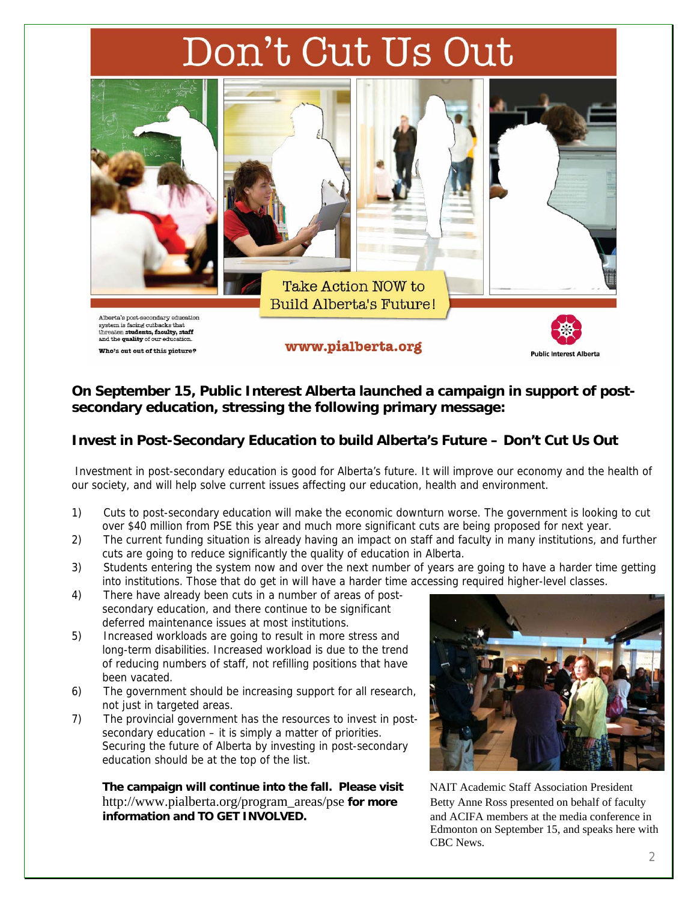# Don't Cut Us Out

Take Action NOW to Build Alberta's Future!

Alberta's post-secondary education system is facing cutbacks that threaten **students, faculty, staff** and the **quality** of our education.

**Who's out out of this picture?**

**www.pialberta.org**

Public Interest Alberta

**On September 15, Public Interest Alberta launched a campaign in support of post-secondary education, stressing the following primary message:**

## Invest in Post-Secondary Education to build Alberta's Future – Don't Cut Us Out

Investment in post-secondary education is good for Alberta's future. It will improve our economy and the health of our society, and will help solve current issues affecting our education, health and environment.

1) Cuts to post-secondary education will make the economic downturn worse. The government is looking to cut over $40 million from PSE this year and much more significant cuts are being proposed for next year.
2) The current funding situation is already having an impact on staff and faculty in many institutions, and further cuts are going to reduce significantly the quality of education in Alberta.
3) Students entering the system now and over the next number of years are going to have a harder time getting into institutions. Those that do get in will have a harder time accessing required higher-level classes.
4) There have already been cuts in a number of areas of post-secondary education, and there continue to be significant deferred maintenance issues at most institutions.
5) Increased workloads are going to result in more stress and long-term disabilities. Increased workload is due to the trend of reducing numbers of staff, not refilling positions that have been vacated.
6) The government should be increasing support for all research, not just in targeted areas.
7) The provincial government has the resources to invest in post-secondary education – it is simply a matter of priorities. Securing the future of Alberta by investing in post-secondary education should be at the top of the list.

**The campaign will continue into the fall. Please visit** http://www.pialberta.org/program_areas/pse **for more information and TO GET INVOLVED.**

NAIT Academic Staff Association President Betty Anne Ross presented on behalf of faculty and ACIFA members at the media conference in Edmonton on September 15, and speaks here with CBC News.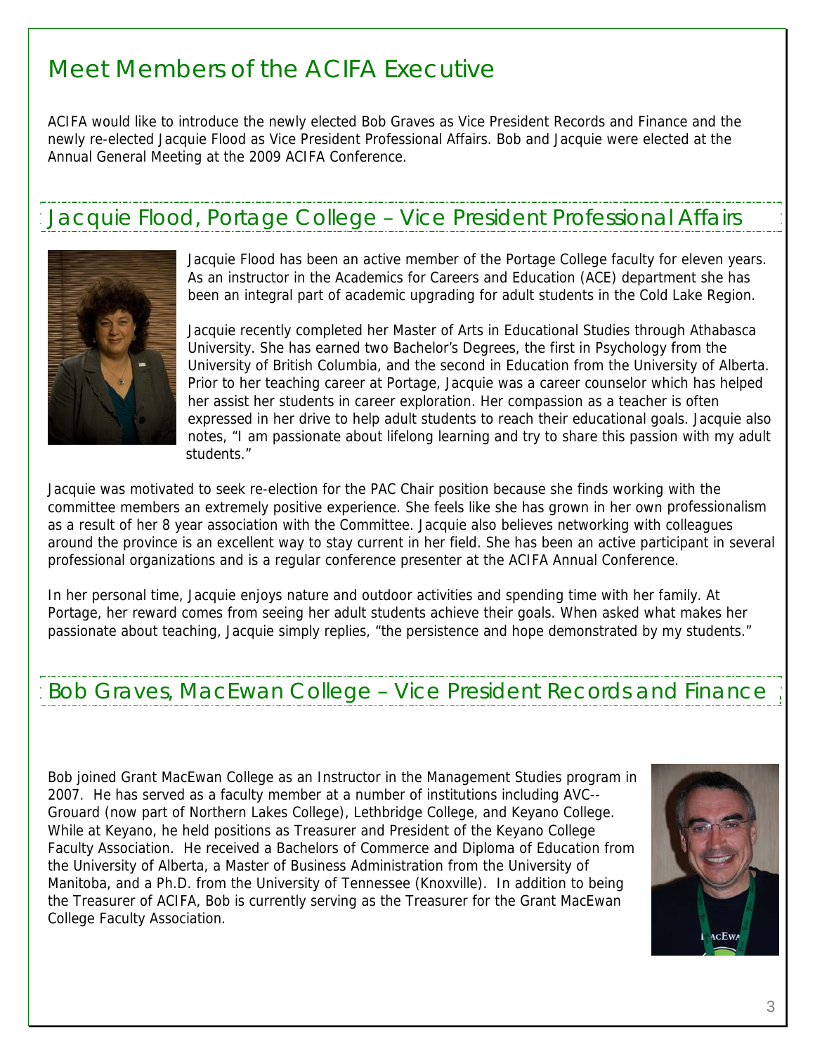# Meet Members of the ACIFA Executive

ACIFA would like to introduce the newly elected Bob Graves as Vice President Records and Finance and the newly re-elected Jacquie Flood as Vice President Professional Affairs. Bob and Jacquie were elected at the Annual General Meeting at the 2009 ACIFA Conference.

## Jacquie Flood, Portage College – Vice President Professional Affairs

Jacquie Flood has been an active member of the Portage College faculty for eleven years. As an instructor in the Academics for Careers and Education (ACE) department she has been an integral part of academic upgrading for adult students in the Cold Lake Region.

Jacquie recently completed her Master of Arts in Educational Studies through Athabasca University. She has earned two Bachelor's Degrees, the first in Psychology from the University of British Columbia, and the second in Education from the University of Alberta. Prior to her teaching career at Portage, Jacquie was a career counselor which has helped her assist her students in career exploration. Her compassion as a teacher is often expressed in her drive to help adult students to reach their educational goals. Jacquie also notes, "I am passionate about lifelong learning and try to share this passion with my adult students."

Jacquie was motivated to seek re-election for the PAC Chair position because she finds working with the committee members an extremely positive experience. She feels like she has grown in her own professionalism as a result of her 8 year association with the Committee. Jacquie also believes networking with colleagues around the province is an excellent way to stay current in her field. She has been an active participant in several professional organizations and is a regular conference presenter at the ACIFA Annual Conference.

In her personal time, Jacquie enjoys nature and outdoor activities and spending time with her family. At Portage, her reward comes from seeing her adult students achieve their goals. When asked what makes her passionate about teaching, Jacquie simply replies, "the persistence and hope demonstrated by my students."

## Bob Graves, MacEwan College – Vice President Records and Finance

Bob joined Grant MacEwan College as an Instructor in the Management Studies program in 2007. He has served as a faculty member at a number of institutions including AVC--Grouard (now part of Northern Lakes College), Lethbridge College, and Keyano College. While at Keyano, he held positions as Treasurer and President of the Keyano College Faculty Association. He received a Bachelors of Commerce and Diploma of Education from the University of Alberta, a Master of Business Administration from the University of Manitoba, and a Ph.D. from the University of Tennessee (Knoxville). In addition to being the Treasurer of ACIFA, Bob is currently serving as the Treasurer for the Grant MacEwan College Faculty Association.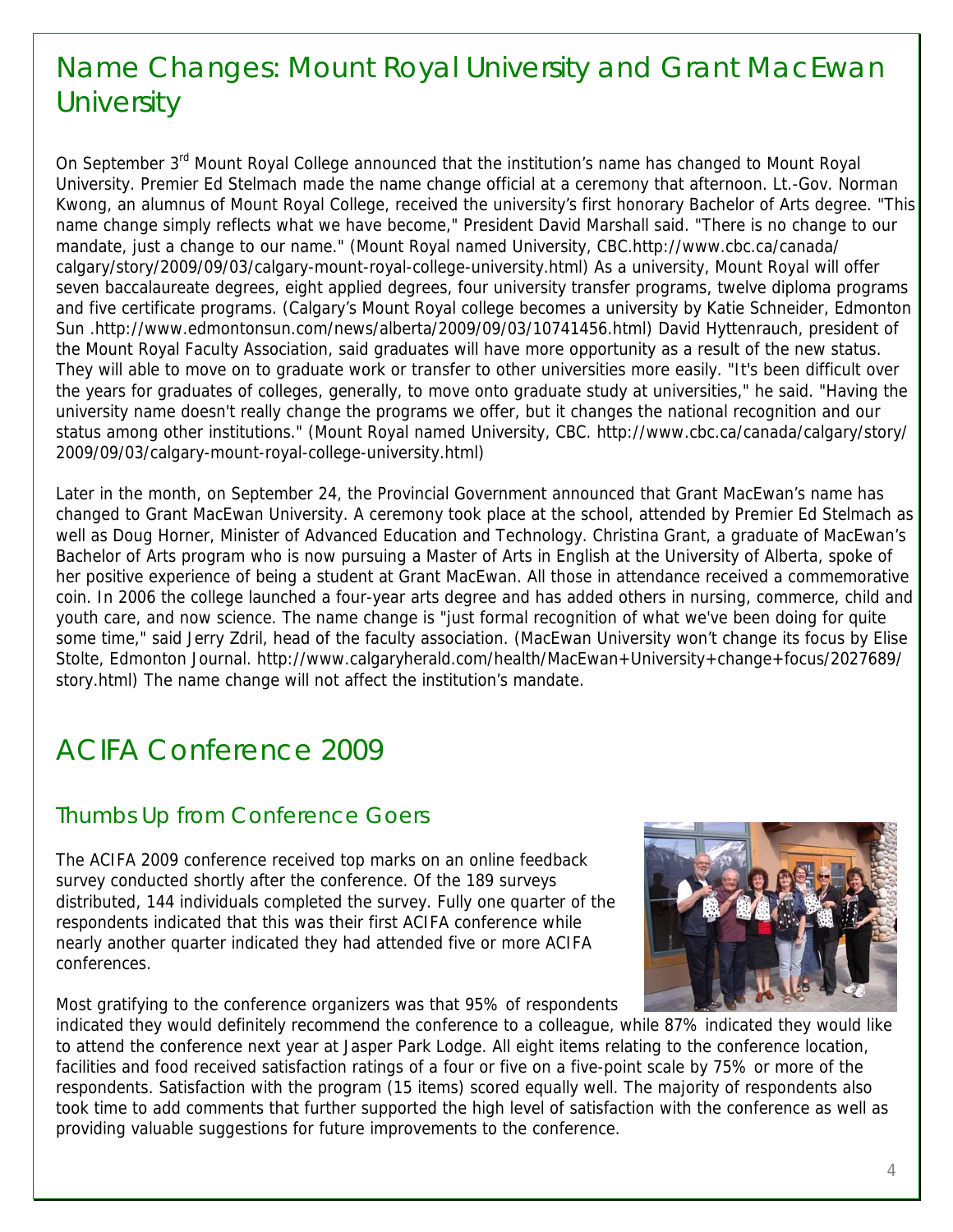# Name Changes: Mount Royal University and Grant MacEwan University

On September 3rd Mount Royal College announced that the institution's name has changed to Mount Royal University. Premier Ed Stelmach made the name change official at a ceremony that afternoon. Lt.-Gov. Norman Kwong, an alumnus of Mount Royal College, received the university's first honorary Bachelor of Arts degree. "This name change simply reflects what we have become," President David Marshall said. "There is no change to our mandate, just a change to our name." (Mount Royal named University, CBC.http://www.cbc.ca/canada/calgary/story/2009/09/03/calgary-mount-royal-college-university.html) As a university, Mount Royal will offer seven baccalaureate degrees, eight applied degrees, four university transfer programs, twelve diploma programs and five certificate programs. (Calgary's Mount Royal college becomes a university by Katie Schneider, Edmonton Sun .http://www.edmontonsun.com/news/alberta/2009/09/03/10741456.html) David Hyttenrauch, president of the Mount Royal Faculty Association, said graduates will have more opportunity as a result of the new status. They will able to move on to graduate work or transfer to other universities more easily. "It's been difficult over the years for graduates of colleges, generally, to move onto graduate study at universities," he said. "Having the university name doesn't really change the programs we offer, but it changes the national recognition and our status among other institutions." (Mount Royal named University, CBC. http://www.cbc.ca/canada/calgary/story/2009/09/03/calgary-mount-royal-college-university.html)

Later in the month, on September 24, the Provincial Government announced that Grant MacEwan's name has changed to Grant MacEwan University. A ceremony took place at the school, attended by Premier Ed Stelmach as well as Doug Horner, Minister of Advanced Education and Technology. Christina Grant, a graduate of MacEwan's Bachelor of Arts program who is now pursuing a Master of Arts in English at the University of Alberta, spoke of her positive experience of being a student at Grant MacEwan. All those in attendance received a commemorative coin. In 2006 the college launched a four-year arts degree and has added others in nursing, commerce, child and youth care, and now science. The name change is "just formal recognition of what we've been doing for quite some time," said Jerry Zdril, head of the faculty association. (MacEwan University won't change its focus by Elise Stolte, Edmonton Journal. http://www.calgaryherald.com/health/MacEwan+University+change+focus/2027689/story.html) The name change will not affect the institution's mandate.

# ACIFA Conference 2009

## Thumbs Up from Conference Goers

The ACIFA 2009 conference received top marks on an online feedback survey conducted shortly after the conference. Of the 189 surveys distributed, 144 individuals completed the survey. Fully one quarter of the respondents indicated that this was their first ACIFA conference while nearly another quarter indicated they had attended five or more ACIFA conferences.

Most gratifying to the conference organizers was that 95% of respondents indicated they would definitely recommend the conference to a colleague, while 87% indicated they would like to attend the conference next year at Jasper Park Lodge. All eight items relating to the conference location, facilities and food received satisfaction ratings of a four or five on a five-point scale by 75% or more of the respondents. Satisfaction with the program (15 items) scored equally well. The majority of respondents also took time to add comments that further supported the high level of satisfaction with the conference as well as providing valuable suggestions for future improvements to the conference.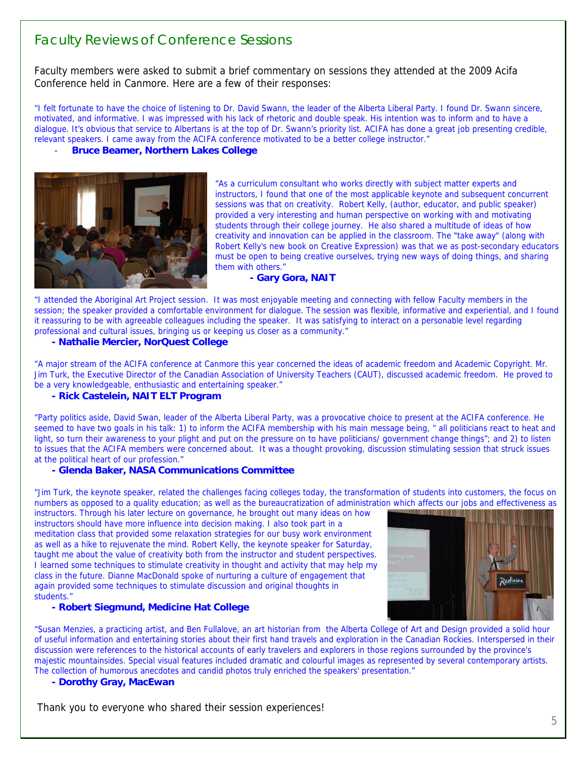# Faculty Reviews of Conference Sessions

Faculty members were asked to submit a brief commentary on sessions they attended at the 2009 Acifa Conference held in Canmore. Here are a few of their responses:

"I felt fortunate to have the choice of listening to Dr. David Swann, the leader of the Alberta Liberal Party. I found Dr. Swann sincere, motivated, and informative. I was impressed with his lack of rhetoric and double speak. His intention was to inform and to have a dialogue. It's obvious that service to Albertans is at the top of Dr. Swann's priority list. ACIFA has done a great job presenting credible, relevant speakers. I came away from the ACIFA conference motivated to be a better college instructor."

- **Bruce Beamer, Northern Lakes College**

"As a curriculum consultant who works directly with subject matter experts and instructors, I found that one of the most applicable keynote and subsequent concurrent sessions was that on creativity. Robert Kelly, (author, educator, and public speaker) provided a very interesting and human perspective on working with and motivating students through their college journey. He also shared a multitude of ideas of how creativity and innovation can be applied in the classroom. The "take away" (along with Robert Kelly's new book on Creative Expression) was that we as post-secondary educators must be open to being creative ourselves, trying new ways of doing things, and sharing them with others."

**- Gary Gora, NAIT**

"I attended the Aboriginal Art Project session. It was most enjoyable meeting and connecting with fellow Faculty members in the session; the speaker provided a comfortable environment for dialogue. The session was flexible, informative and experiential, and I found it reassuring to be with agreeable colleagues including the speaker. It was satisfying to interact on a personable level regarding professional and cultural issues, bringing us or keeping us closer as a community."

**- Nathalie Mercier, NorQuest College**

"A major stream of the ACIFA conference at Canmore this year concerned the ideas of academic freedom and Academic Copyright. Mr. Jim Turk, the Executive Director of the Canadian Association of University Teachers (CAUT), discussed academic freedom. He proved to be a very knowledgeable, enthusiastic and entertaining speaker."

**- Rick Castelein, NAIT ELT Program**

"Party politics aside, David Swan, leader of the Alberta Liberal Party, was a provocative choice to present at the ACIFA conference. He seemed to have two goals in his talk: 1) to inform the ACIFA membership with his main message being, " all politicians react to heat and light, so turn their awareness to your plight and put on the pressure on to have politicians/ government change things"; and 2) to listen to issues that the ACIFA members were concerned about. It was a thought provoking, discussion stimulating session that struck issues at the political heart of our profession."

**- Glenda Baker, NASA Communications Committee**

"Jim Turk, the keynote speaker, related the challenges facing colleges today, the transformation of students into customers, the focus on numbers as opposed to a quality education; as well as the bureaucratization of administration which affects our jobs and effectiveness as instructors. Through his later lecture on governance, he brought out many ideas on how instructors should have more influence into decision making. I also took part in a meditation class that provided some relaxation strategies for our busy work environment as well as a hike to rejuvenate the mind. Robert Kelly, the keynote speaker for Saturday, taught me about the value of creativity both from the instructor and student perspectives. I learned some techniques to stimulate creativity in thought and activity that may help my class in the future. Dianne MacDonald spoke of nurturing a culture of engagement that again provided some techniques to stimulate discussion and original thoughts in students."

**- Robert Siegmund, Medicine Hat College**

"Susan Menzies, a practicing artist, and Ben Fullalove, an art historian from the Alberta College of Art and Design provided a solid hour of useful information and entertaining stories about their first hand travels and exploration in the Canadian Rockies. Interspersed in their discussion were references to the historical accounts of early travelers and explorers in those regions surrounded by the province's majestic mountainsides. Special visual features included dramatic and colourful images as represented by several contemporary artists. The collection of humorous anecdotes and candid photos truly enriched the speakers' presentation."

**- Dorothy Gray, MacEwan**

Thank you to everyone who shared their session experiences!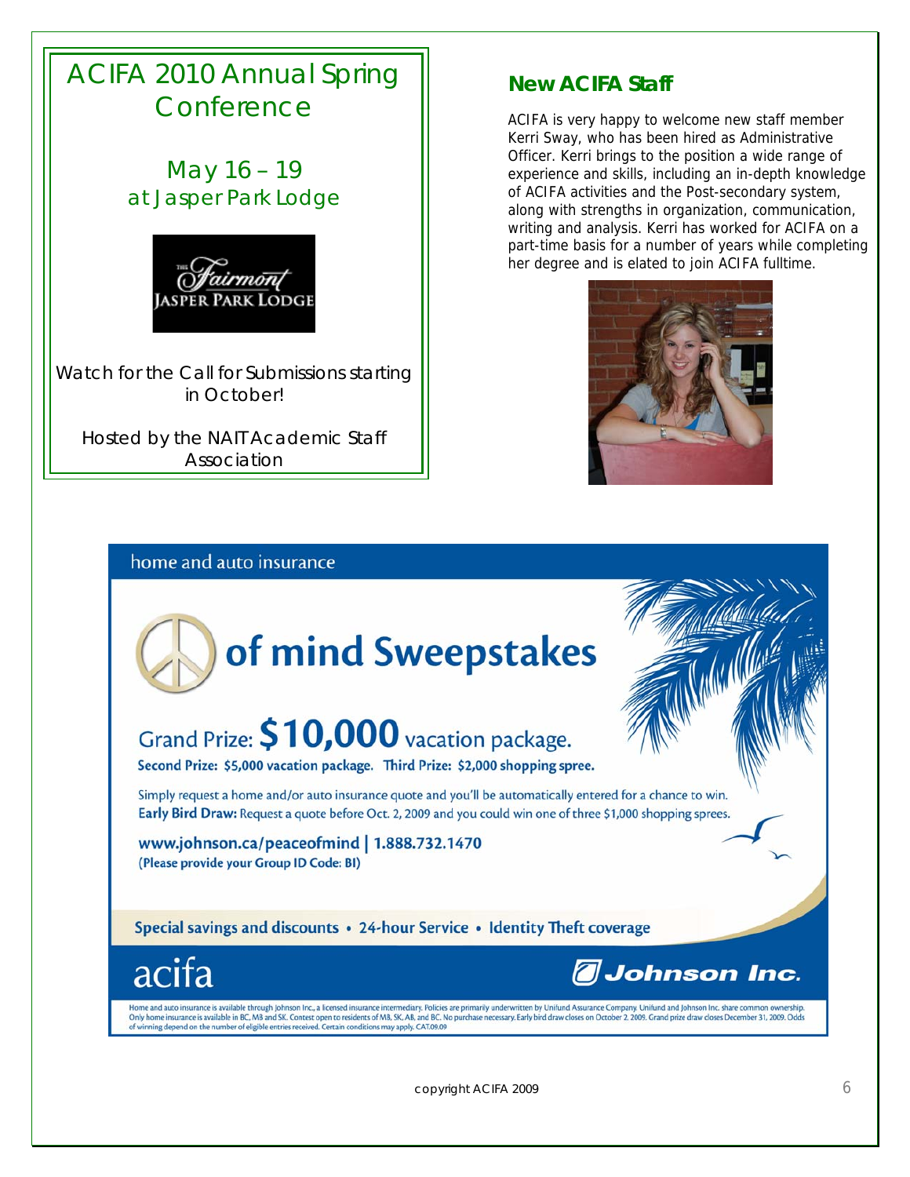## ACIFA 2010 Annual Spring Conference

May 16 – 19
at Jasper Park Lodge

Watch for the Call for Submissions starting in October!

Hosted by the NAIT Academic Staff Association

## New ACIFA Staff

ACIFA is very happy to welcome new staff member Kerri Sway, who has been hired as Administrative Officer. Kerri brings to the position a wide range of experience and skills, including an in-depth knowledge of ACIFA activities and the Post-secondary system, along with strengths in organization, communication, writing and analysis. Kerri has worked for ACIFA on a part-time basis for a number of years while completing her degree and is elated to join ACIFA fulltime.

home and auto insurance

**of mind Sweepstakes**

Grand Prize: **$10,000** vacation package.

**Second Prize: $5,000 vacation package. Third Prize: $2,000 shopping spree.**

Simply request a home and/or auto insurance quote and you'll be automatically entered for a chance to win.
**Early Bird Draw:** Request a quote before Oct. 2, 2009 and you could win one of three $1,000 shopping sprees.

**www.johnson.ca/peaceofmind | 1.888.732.1470**
**(Please provide your Group ID Code: BI)**

**Special savings and discounts • 24-hour Service • Identity Theft coverage**

acifa

**Johnson Inc.**

Home and auto insurance is available through Johnson Inc., a licensed insurance intermediary. Policies are primarily underwritten by Unifund Assurance Company. Unifund and Johnson Inc. share common ownership. Only home insurance is available in BC, MB and SK. Contest open to residents of MB, SK, AB, and BC. No purchase necessary. Early bird draw closes on October 2, 2009. Grand prize draw closes December 31, 2009. Odds of winning depend on the number of eligible entries received. Certain conditions may apply. CAT.09.09

copyright ACIFA 2009